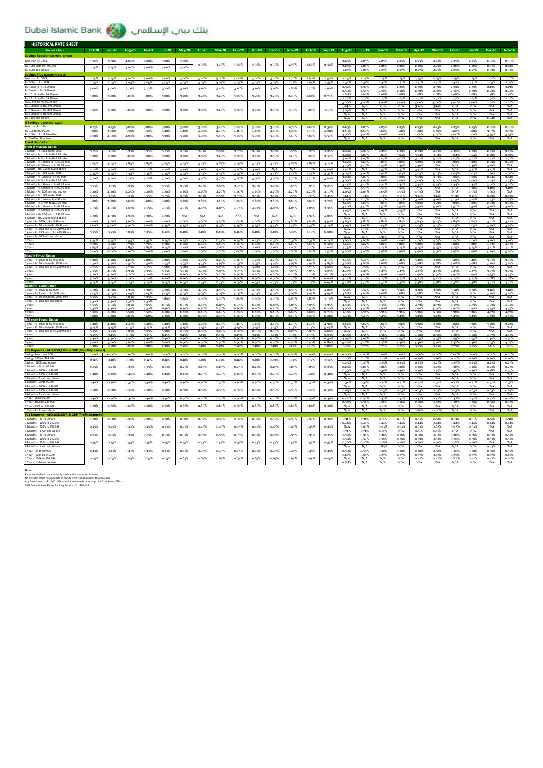Dubai Islamic Bank بنك دبي الإسلامي

## HISTORICAL RATE SHEET

| Product / Tiers | Oct-20 | Sep-20 | Aug-20 | Jul-20 | Jun-20 | May-20 | Apr-20 | Mar-20 | Feb-20 | Jan-20 | Dec-19 | Nov-19 | Oct-19 | Sep-19 | Aug-19 | Jul-19 | Jun-19 | May-19 | Apr-19 | Mar-19 | Feb-19 | Jan-19 | Dec-18 | Nov-18 |
|---|---|---|---|---|---|---|---|---|---|---|---|---|---|---|---|---|---|---|---|---|---|---|---|---|
| **Savings Regular (Monthly Payout)** | | | | | | | | | | | | | | | | | | | | | | | | |
| Less than Rs. 100k | 3.50% | 3.50% | 4.00% | 4.00% | 5.00% | 5.00% | 3.00% | 3.00% | 3.00% | 3.00% | 3.00% | 2.70% | 2.60% | 2.50% | 2.25% | 2.25% | 2.25% | 2.25% | 2.25% | 2.25% | 2.25% | 2.25% | 2.00% | 2.00% |
| Rs. 100k upto Rs. 499.99k | 2.75% | 2.75% | 3.00% | 3.00% | 3.00% | 3.00% | | | | | | | | | 2.26% | 2.26% | 2.26% | 2.26% | 2.26% | 2.26% | 2.26% | 2.26% | 2.01% | 2.01% |
| Rs. 500k and above | | | | | | | | | | | | | | | 2.27% | 2.27% | 2.27% | 2.27% | 2.27% | 2.27% | 2.27% | 2.27% | 2.02% | 2.02% |
| **Savings Plus (Monthly Payout)** | | | | | | | | | | | | | | | | | | | | | | | | |
| Less than Rs. 500k | 2.75% | 2.75% | 3.00% | 3.00% | 3.00% | 3.00% | 3.00% | 3.00% | 3.00% | 3.00% | 3.00% | 2.70% | 2.60% | 2.50% | 2.25% | 2.25% | 2.25% | 2.25% | 2.25% | 2.25% | 2.25% | 2.25% | 2.00% | 2.00% |
| Rs. 500k to Rs. 999k | 2.85% | 2.85% | 3.05% | 3.05% | 3.05% | 3.05% | 3.05% | 3.05% | 3.05% | 3.05% | 3.05% | 2.75% | 2.65% | 2.55% | 2.31% | 2.31% | 2.31% | 2.31% | 2.31% | 2.31% | 2.31% | 2.31% | 2.05% | 2.05% |
| Rs. 1 mln to Rs. 4.99 mln | 3.00% | 3.00% | 3.10% | 3.10% | 3.10% | 3.10% | 3.10% | 3.10% | 3.10% | 3.10% | 3.10% | 2.80% | 2.70% | 2.60% | 2.39% | 2.39% | 2.39% | 2.39% | 2.39% | 2.39% | 2.39% | 2.39% | 2.13% | 2.13% |
| Rs. 5 mln to Rs. 9.99 mln | | | | | | | | | | | | | | | 2.50% | 2.50% | 2.50% | 2.50% | 2.50% | 2.50% | 2.50% | 2.50% | 2.22% | 2.22% |
| Rs. 10 mln to Rs. 24.99 mln | 3.20% | 3.20% | 3.20% | 3.20% | 3.20% | 3.20% | 3.20% | 3.20% | 3.20% | 3.20% | 3.20% | 2.90% | 2.80% | 2.70% | 2.68% | 2.68% | 2.68% | 2.68% | 2.68% | 2.68% | 2.68% | 2.68% | 2.38% | 2.38% |
| Rs. 25 mln to Rs. 49.99 mln | | | | | | | | | | | | | | | 2.77% | 2.77% | 2.77% | 2.77% | 2.77% | 2.77% | 2.77% | 2.77% | 2.46% | 2.46% |
| Rs 50 mln to Rs. 99.99 mln | | | | | | | | | | | | | | | 3.00% | 3.00% | 3.00% | 3.00% | 3.00% | 3.00% | 3.00% | 3.00% | 2.66% | 2.66% |
| Rs. 100 mln to Rs. 249.99 mln | 3.30% | 3.30% | 3.60% | 3.60% | 3.60% | 3.60% | 3.60% | 3.60% | 3.60% | 3.60% | 3.60% | 3.30% | 3.20% | 3.10% | 3.14% | N/A | N/A | N/A | 3.14% | 3.14% | N/A | N/A | N/A | N/A |
| Rs. 250 mln to Rs. 499.99 mln | | | | | | | | | | | | | | | 3.19% | N/A | N/A | N/A | N/A | N/A | N/A | N/A | N/A | N/A |
| Rs. 500 mln to Rs. 999.99 mln | | | | | | | | | | | | | | | N/A | N/A | N/A | N/A | N/A | N/A | N/A | N/A | N/A | N/A |
| Rs. 1 bln and above | | | | | | | | | | | | | | | N/A | N/A | N/A | N/A | N/A | N/A | N/A | N/A | 2.94% | N/A |
| **E-Savings (Quarterly Payout)** | | | | | | | | | | | | | | | | | | | | | | | | |
| Less than Rs. 10k | 2.75% | 2.75% | 3.00% | 3.00% | 3.00% | 3.00% | 3.00% | 3.00% | 3.00% | 3.00% | 3.00% | 2.70% | 2.60% | 2.50% | 2.25% | 2.25% | 2.25% | 2.25% | 2.25% | 2.25% | 2.25% | 2.25% | 2.00% | 2.00% |
| Rs. 10k to Rs. 99.99k | 3.00% | 3.00% | 3.50% | 3.50% | 4.40% | 4.40% | 4.40% | 4.40% | 4.40% | 4.40% | 4.40% | 4.10% | 4.10% | 4.00% | 3.80% | 3.80% | 3.80% | 3.80% | 3.80% | 3.80% | 3.80% | 3.80% | 3.37% | 3.37% |
| Rs. 100k to Rs. 4.99 million | 4.00% | 4.00% | 4.90% | 4.90% | 5.90% | 5.90% | 5.90% | 5.90% | 5.90% | 5.90% | 5.90% | 5.60% | 5.60% | 5.50% | 4.00% | 4.00% | 4.00% | 4.00% | 4.00% | 4.00% | 4.00% | 4.00% | 3.55% | 3.55% |
| Rs. 5 million & above | | | | | | | | | | | | | | | N/A | N/A | N/A | N/A | N/A | N/A | N/A | N/A | N/A | N/A |
| **Fixed Deposits** | | | | | | | | | | | | | | | | | | | | | | | | |
| **Profit at Maturity Option** | | | | | | | | | | | | | | | | | | | | | | | | |
| 1 Month - Rs. 100k to Rs. 999k | 3.35% | 3.35% | 3.35% | 3.35% | 3.35% | 3.35% | 3.35% | 3.35% | 3.35% | 3.35% | 3.35% | 3.35% | 3.35% | 3.25% | 2.99% | 2.99% | 2.99% | 2.99% | 2.99% | 2.99% | 2.99% | 2.99% | 2.66% | 2.66% |
| 1 Month - Rs. 1 mln to Rs. 4.99 mln | 3.60% | 3.60% | 3.60% | 3.60% | 3.60% | 3.60% | 3.60% | 3.60% | 3.60% | 3.60% | 3.60% | 3.60% | 3.60% | 3.50% | 3.04% | 3.04% | 3.04% | 3.04% | 3.04% | 3.04% | 3.04% | 3.04% | 2.70% | 2.70% |
| 1 Month - Rs 5 mln to Rs 9.99 mln | | | | | | | | | | | | | | | 3.07% | 3.07% | 3.07% | 3.07% | 3.07% | 3.07% | 3.07% | 3.07% | 2.72% | 2.72% |
| 1 Month - Rs 10 mln to Rs 49.99 mln | 3.85% | 3.85% | 3.85% | 3.85% | 3.85% | 3.85% | 3.85% | 3.85% | 3.85% | 3.85% | 3.85% | 3.85% | 3.85% | 3.75% | 3.29% | 3.29% | 3.29% | 3.29% | 3.29% | 3.29% | 3.29% | 3.29% | 2.92% | 2.92% |
| 1 Month - Rs 50 mln to Rs 99.99 mln | | | | | | | | | | | | | | | 3.49% | 3.49% | 3.49% | 3.49% | 3.49% | N/A | N/A | 3.49% | 3.10% | N/A |
| 1 Month - Rs. 100 mln and above | 4.10% | 4.10% | 4.10% | 4.10% | 4.10% | 4.10% | 4.10% | 4.10% | 4.10% | 4.10% | N/A | N/A | 4.10% | 4.00% | 3.57% | N/A | 3.57% | 3.57% | 3.57% | N/A | N/A | 3.57% | 3.17% | N/A |
| 3 Month - Rs. 100k to Rs. 999k | 3.45% | 3.45% | 3.45% | 3.45% | 3.45% | 3.45% | 3.45% | 3.45% | 3.45% | 3.45% | 3.45% | 3.45% | 3.45% | 3.35% | 3.04% | 3.04% | 3.04% | 3.04% | 3.04% | 3.04% | 3.04% | 3.04% | 2.70% | 2.70% |
| 3 Month - Rs.1mln to Rs.4.99 mln | 3.70% | 3.70% | 3.70% | 3.70% | 3.70% | 3.70% | 3.70% | 3.70% | 3.70% | 3.70% | 3.70% | 3.70% | 3.70% | 3.60% | 3.09% | 3.09% | 3.09% | 3.09% | 3.09% | 3.09% | 3.09% | 3.09% | 2.74% | 2.74% |
| 3 Month - Rs.5 mln to Rs.9.99 mln | | | | | | | | | | | | | | | 3.09% | 3.09% | 3.09% | 3.09% | 3.09% | 3.09% | 3.09% | 3.09% | 2.74% | 2.74% |
| 3 Month - Rs.10 mln to Rs.49.99 mln | 3.95% | 3.95% | 3.95% | 3.95% | 3.95% | 3.95% | 3.95% | 3.95% | 3.95% | 3.95% | 3.95% | 3.95% | 3.95% | 3.85% | 3.44% | 3.44% | 3.44% | 3.44% | 3.44% | 3.44% | 3.44% | 3.44% | 3.06% | 3.06% |
| 3 Month - Rs.50 mln to Rs.99.99 mln | | | | | | | | | | | | | | | N/A | 3.50% | 3.50% | 3.50% | N/A | N/A | N/A | 3.50% | 3.10% | 3.10% |
| 3 Month - Rs. 100 mln and above | 4.20% | 4.20% | 4.20% | 4.20% | 4.20% | 4.20% | 4.20% | 4.20% | 4.20% | 4.20% | 4.20% | 4.20% | 4.20% | 4.10% | 4.05% | 4.05% | 4.05% | 4.05% | 4.05% | N/A | N/A | 4.05% | 3.60% | N/A |
| 6 Month - Rs. 100k to Rs. 999k | 3.55% | 3.55% | 3.55% | 3.55% | 3.55% | 3.55% | 3.55% | 3.55% | 3.55% | 3.55% | 3.55% | 3.55% | 3.55% | 3.45% | 3.14% | 3.14% | 3.14% | 3.14% | 3.14% | 3.14% | 3.14% | 3.14% | 2.79% | 2.79% |
| 6 Month - Rs.1mln to Rs.4.99 mln | 3.80% | 3.80% | 3.80% | 3.80% | 3.80% | 3.80% | 3.80% | 3.80% | 3.80% | 3.80% | 3.80% | 3.80% | 3.80% | 3.70% | 3.19% | 3.19% | 3.19% | 3.19% | 3.19% | 3.19% | 3.19% | 3.19% | 2.83% | 2.83% |
| 6 Month - Rs.5 mln to Rs.9.99 mln | | | | | | | | | | | | | | | 3.29% | 3.29% | 3.29% | 3.29% | 3.29% | 3.29% | 3.29% | 3.29% | 2.92% | 2.92% |
| 6 Month - Rs.10 mln to Rs.49.99 mln | 4.05% | 4.05% | 4.05% | 4.05% | 4.05% | 4.05% | 4.05% | 4.05% | 4.05% | 4.05% | 4.05% | 4.05% | 4.05% | 3.95% | 3.50% | 3.50% | 3.50% | 3.50% | 3.50% | N/A | N/A | 3.50% | 3.10% | 3.10% |
| 6 Month - Rs.50 mln to Rs.99.99 mln | | | | | | | | | | | | | | | 3.95% | 3.95% | 3.95% | 3.95% | N/A | N/A | N/A | N/A | N/A | N/A |
| 6 Month - Rs. 100 mln to 199.99 mln | 4.30% | 4.30% | 4.30% | 4.30% | 4.30% | N/A | N/A | N/A | N/A | N/A | N/A | N/A | 4.30% | 4.20% | N/A | N/A | N/A | N/A | N/A | N/A | N/A | N/A | N/A | N/A |
| 6 Month - Rs. 200 mln and above | | | | | | | | | | | | | | | N/A | N/A | N/A | N/A | N/A | N/A | N/A | N/A | N/A | N/A |
| 1 year - Rs. 100k to Rs. 9.99 mln | 4.60% | 4.60% | 4.60% | 4.60% | 4.60% | 4.60% | 4.60% | 4.60% | 4.60% | 4.60% | 4.60% | 4.60% | 4.60% | 4.50% | 3.84% | 3.84% | 3.84% | 3.84% | 3.84% | 3.84% | 3.84% | 3.84% | 3.41% | 3.41% |
| 1 year - Rs. 10 mln to Rs. 99.99 mln | 5.00% | 5.00% | 5.00% | 5.00% | 5.35% | 5.35% | 5.35% | 5.35% | 5.35% | 5.35% | 5.35% | 5.35% | 5.35% | 5.25% | 4.05% | 4.05% | 4.05% | 4.05% | 4.05% | 4.05% | 4.05% | 4.05% | 3.59% | 3.59% |
| 1 year - Rs. 100 mln to Rs. 249.99 mln | 5.25% | 5.25% | 5.25% | 5.25% | 6.10% | 6.10% | 6.10% | 6.10% | 6.10% | 6.10% | 6.10% | 6.10% | 6.10% | 6.00% | N/A | 4.10% | N/A | N/A | N/A | N/A | N/A | N/A | N/A | N/A |
| 1 year - Rs. 250 mln to Rs. 499.99 mln | | | | | | | | | | | | | | | N/A | N/A | N/A | N/A | N/A | N/A | N/A | N/A | N/A | N/A |
| 1 year - Rs. 500 mln and above | | | | | | | | | | | | | | | N/A | N/A | 4.30% | N/A | N/A | N/A | N/A | N/A | N/A | N/A |
| 2 Years | 5.55% | 5.55% | 5.55% | 5.55% | 6.35% | 6.35% | 6.35% | 6.35% | 6.35% | 6.35% | 6.35% | 6.35% | 6.35% | 6.25% | 4.60% | 4.60% | 4.60% | 4.60% | 4.60% | 4.60% | 4.60% | 4.60% | 4.16% | 4.16% |
| 3 Years | 5.70% | 5.70% | 5.70% | 5.70% | 6.60% | 6.60% | 6.60% | 6.60% | 6.60% | 6.60% | 6.60% | 6.60% | 6.60% | 6.50% | 5.22% | 5.22% | 5.22% | 5.22% | 5.22% | 5.22% | 5.22% | 5.22% | 4.63% | 4.63% |
| 5 Years | 5.85% | 5.85% | 5.85% | 5.85% | 6.75% | 7.00% | 7.00% | 7.00% | 7.00% | 7.00% | 7.00% | 7.00% | 7.00% | 7.00% | 5.75% | 5.75% | 5.75% | 5.75% | 5.75% | 5.75% | 5.75% | 5.75% | 5.11% | 5.11% |
| 7 Years | 6.00% | 6.00% | 6.00% | 6.00% | 7.00% | 7.60% | 7.60% | 7.60% | 7.60% | 7.60% | 7.60% | 7.60% | 7.60% | 7.50% | 5.96% | 5.96% | 5.96% | 5.96% | 5.96% | 5.96% | 5.96% | 5.96% | 5.29% | 5.29% |
| **Monthly Payout Option** | | | | | | | | | | | | | | | | | | | | | | | | |
| 1 year - Rs. 100k to Rs. 9.99 mln | 4.20% | 4.20% | 4.20% | 4.20% | 4.20% | 4.20% | 4.20% | 4.20% | 4.20% | 4.20% | 4.20% | 4.20% | 4.20% | 4.10% | 3.46% | 3.46% | 3.46% | 3.46% | 3.46% | 3.46% | 3.46% | 3.46% | 3.07% | 3.07% |
| 1 year - Rs. 10 mln to Rs. 99.99 mln | 4.50% | 4.50% | 4.50% | 4.50% | 4.95% | 4.95% | 4.95% | 4.95% | 4.95% | 4.95% | 4.95% | 4.95% | 4.95% | 4.85% | 3.68% | 3.68% | 3.68% | 3.68% | 3.68% | 3.68% | 3.68% | 3.68% | 3.26% | 3.26% |
| 1 year - Rs. 100 mln to Rs. 249.99 mln | 4.75% | 4.75% | 4.75% | 4.75% | 5.70% | 5.70% | 5.70% | 5.70% | 5.70% | 5.70% | 5.70% | 5.70% | 5.70% | 5.60% | N/A | 3.75% | N/A | N/A | N/A | N/A | N/A | N/A | N/A | N/A |
| 2 years | 4.95% | 4.95% | 4.95% | 4.95% | 5.95% | 5.95% | 5.95% | 5.95% | 5.95% | 5.95% | 5.95% | 5.95% | 5.95% | 5.85% | 4.47% | 4.47% | 4.47% | 4.47% | 4.47% | 4.47% | 4.47% | 4.47% | 3.97% | 3.97% |
| 3 years | 5.20% | 5.20% | 5.20% | 5.20% | 6.20% | 6.20% | 6.20% | 6.20% | 6.20% | 6.20% | 6.20% | 6.20% | 6.20% | 6.10% | 4.90% | 4.90% | 4.90% | 4.90% | 4.90% | 4.90% | 4.90% | 4.90% | 4.35% | 4.35% |
| 5 years | 5.70% | 5.70% | 5.70% | 5.70% | 6.70% | 6.70% | 6.70% | 6.70% | 6.70% | 6.70% | 6.70% | 6.70% | 6.70% | 6.60% | 5.27% | 5.27% | 5.27% | 5.27% | 5.27% | 5.27% | 5.27% | 5.27% | 4.68% | 4.68% |
| 7 years | 5.75% | 5.75% | 5.75% | 5.75% | 6.75% | 6.75% | 6.75% | 6.75% | 6.75% | 6.75% | 6.75% | 6.75% | 6.75% | 6.65% | 5.38% | 5.38% | 5.38% | 5.38% | 5.38% | 5.38% | 5.38% | 5.38% | 4.77% | 4.77% |
| **Quarterly Payout Option** | | | | | | | | | | | | | | | | | | | | | | | | |
| 1 year - Rs. 100k to Rs. 999k | 4.30% | 4.30% | 4.30% | 4.30% | 4.30% | 4.30% | 4.30% | 4.30% | 4.30% | 4.30% | 4.30% | 4.30% | 4.30% | 4.20% | 3.52% | 3.52% | 3.52% | 3.52% | 3.52% | 3.52% | 3.52% | 3.52% | 3.12% | 3.12% |
| 1 year - Rs. 1 mln to Rs. 9.99 mln | 5.05% | 5.05% | 5.05% | 5.05% | 5.05% | 5.05% | 5.05% | 5.05% | 5.05% | 5.05% | 5.05% | 5.05% | 5.05% | 4.95% | 3.68% | 3.68% | 3.68% | 3.68% | 3.68% | 3.68% | 3.68% | 3.68% | 3.26% | 3.26% |
| 1 year - Rs. 10 mln to Rs. 99.99 mln | 5.25% | 5.25% | 5.25% | 5.25% | 5.80% | 5.80% | 5.80% | 5.80% | 5.80% | 5.80% | 5.80% | 5.80% | 5.80% | 5.70% | N/A | N/A | N/A | N/A | N/A | N/A | N/A | N/A | N/A | N/A |
| 1 year - Rs. 100 mln and above | 5.30% | 5.30% | 5.30% | 5.30% | | | | | | | | | | | N/A | N/A | N/A | N/A | N/A | N/A | N/A | N/A | N/A | N/A |
| 2 years | 5.05% | 5.05% | 5.05% | 5.05% | 6.05% | 6.05% | 6.05% | 6.05% | 6.05% | 6.05% | 6.05% | 6.05% | 6.05% | 5.95% | 4.53% | 4.53% | 4.53% | 4.53% | 4.53% | 4.53% | 4.53% | 4.53% | 4.02% | 4.02% |
| 3 years | 5.30% | 5.30% | 5.30% | 5.30% | 6.30% | 6.30% | 6.30% | 6.30% | 6.30% | 6.30% | 6.30% | 6.30% | 6.30% | 6.20% | 4.90% | 4.90% | 4.90% | 4.90% | 4.90% | 4.90% | 4.90% | 4.90% | 4.35% | 4.35% |
| 5 years | 5.50% | 5.50% | 5.50% | 5.50% | 6.50% | 6.80% | 6.80% | 6.80% | 6.80% | 6.80% | 6.80% | 6.80% | 6.80% | 6.70% | 5.38% | 5.38% | 5.38% | 5.38% | 5.38% | 5.38% | 5.38% | 5.38% | 4.77% | 4.77% |
| 7 years | 5.80% | 5.80% | 5.80% | 5.80% | 6.80% | 6.90% | 6.90% | 6.90% | 6.90% | 6.90% | 6.90% | 6.90% | 6.90% | 6.80% | 5.43% | 5.43% | 5.43% | 5.43% | 5.43% | 5.43% | 5.43% | 5.43% | 4.82% | 4.82% |
| **Half Yearly Payout Option** | | | | | | | | | | | | | | | | | | | | | | | | |
| 1 year - Rs. 100k to Rs. 9.99 mln | 4.40% | 4.40% | 4.40% | 4.40% | 4.40% | 4.40% | 4.40% | 4.40% | 4.40% | 4.40% | 4.40% | 4.40% | 4.40% | 4.30% | 3.62% | 3.62% | 3.62% | 3.62% | 3.62% | 3.62% | 3.62% | 3.62% | 3.22% | 3.22% |
| 1 year - Rs. 10 mln to Rs. 99.99 mln | 5.15% | 5.15% | 5.15% | 5.15% | 5.15% | 5.15% | 5.15% | 5.15% | 5.15% | 5.15% | 5.15% | 5.15% | 5.15% | 5.05% | N/A | N/A | N/A | N/A | N/A | N/A | N/A | N/A | N/A | N/A |
| 1 year - Rs. 100 mln to Rs. 249.99 mln | 5.25% | 5.25% | 5.25% | 5.25% | 6.00% | 6.00% | 6.00% | 6.00% | 6.00% | 6.00% | 6.00% | 6.00% | 6.00% | 5.90% | N/A | N/A | N/A | N/A | N/A | N/A | N/A | N/A | N/A | N/A |
| 2 years | 5.15% | 5.15% | 5.15% | 5.15% | 6.15% | 6.15% | 6.15% | 6.15% | 6.15% | 6.15% | 6.15% | 6.15% | 6.15% | 6.05% | 4.58% | 4.58% | 4.58% | 4.58% | 4.58% | 4.58% | 4.58% | 4.58% | 4.07% | 4.07% |
| 3 years | 5.40% | 5.40% | 5.40% | 5.40% | 6.40% | 6.40% | 6.40% | 6.40% | 6.40% | 6.40% | 6.40% | 6.40% | 6.40% | 6.30% | 4.95% | 4.95% | 4.95% | 4.95% | 4.95% | 4.95% | 4.95% | 4.95% | 4.40% | 4.40% |
| 5 years | 5.60% | 5.60% | 5.60% | 5.60% | 6.60% | 6.90% | 6.90% | 6.90% | 6.90% | 6.90% | 6.90% | 6.90% | 6.90% | 6.80% | 5.46% | 5.46% | 5.46% | 5.46% | 5.46% | 5.46% | 5.46% | 5.46% | 4.85% | 4.85% |
| 7 years | 5.90% | 5.90% | 5.90% | 5.90% | 6.90% | 7.10% | 7.10% | 7.10% | 7.10% | 7.10% | 7.10% | 7.10% | 7.10% | 7.00% | 5.75% | 5.75% | 5.75% | 5.75% | 5.75% | 5.75% | 5.75% | 5.75% | 5.11% | 5.11% |
| **FCY Deposits - AED,USD,EUR & GBP (Monthly Payout)** | | | | | | | | | | | | | | | | | | | | | | | | |
| Saving - Less than 500 | 0.00% | 0.00% | 0.00% | 0.00% | 0.00% | 0.00% | 0.00% | 0.00% | 0.00% | 0.00% | 0.00% | 0.00% | 0.00% | 0.00% | 0.00% | 0.00% | 0.00% | 0.00% | 0.00% | 0.00% | 0.00% | 0.00% | 0.00% | 0.00% |
| Saving - 500 to 499.99k | 0.12% | 0.12% | 0.12% | 0.12% | 0.12% | 0.12% | 0.12% | 0.12% | 0.12% | 0.12% | 0.12% | 0.12% | 0.12% | 0.12% | 0.10% | 0.10% | 0.10% | 0.10% | 0.10% | 0.10% | 0.10% | 0.10% | 0.10% | 0.10% |
| Saving - 500k and Above | | | | | | | | | | | | | | | 0.25% | 0.25% | 0.25% | 0.25% | 0.25% | 0.25% | 0.25% | 0.25% | 0.25% | 0.25% |
| 3 Months - 2k to 99.99k | 0.25% | 0.25% | 0.25% | 0.25% | 0.25% | 0.25% | 0.25% | 0.25% | 0.25% | 0.25% | 0.25% | 0.25% | 0.25% | 0.25% | 0.26% | 0.26% | 0.26% | 0.26% | 0.26% | 0.26% | 0.26% | 0.26% | 0.26% | 0.26% |
| 3 Months - 100k to 249.99k | 0.40% | 0.40% | 0.40% | 0.40% | 0.40% | 0.40% | 0.40% | 0.40% | 0.40% | 0.40% | 0.40% | 0.40% | 0.40% | 0.40% | 0.39% | 0.39% | 0.39% | 0.39% | 0.39% | 0.39% | 0.39% | 0.39% | 0.39% | 0.39% |
| 3 Months - 250k to 999.99k | | | | | | | | | | | | | | | N/A | N/A | N/A | N/A | N/A | N/A | N/A | N/A | N/A | N/A |
| 3 Months - 1 mln and above | | | | | | | | | | | | | | | N/A | N/A | N/A | N/A | N/A | N/A | N/A | N/A | N/A | N/A |
| 6 Months - 2k to 99.99k | 0.30% | 0.30% | 0.30% | 0.30% | 0.30% | 0.30% | 0.30% | 0.30% | 0.30% | 0.30% | 0.30% | 0.30% | 0.30% | 0.30% | 0.31% | 0.31% | 0.31% | 0.31% | 0.31% | 0.31% | 0.31% | 0.31% | 0.31% | 0.31% |
| 6 Months - 100k to 249.99k | | | | | | | | | | | | | | | N/A | N/A | N/A | N/A | N/A | N/A | N/A | N/A | N/A | N/A |
| 6 Months - 250k to 999.99k | 0.50% | 0.50% | 0.50% | 0.50% | 0.50% | 0.50% | 0.50% | 0.50% | 0.50% | 0.50% | 0.50% | 0.50% | 0.50% | 0.50% | 0.63% | 0.63% | 0.63% | 0.63% | 0.63% | 0.63% | 0.63% | 0.63% | 0.63% | 0.63% |
| 6 Months - 1 mln and above | | | | | | | | | | | | | | | N/A | N/A | N/A | N/A | N/A | N/A | N/A | N/A | N/A | N/A |
| 1 Year - 2k to 99.99k | 0.40% | 0.40% | 0.40% | 0.40% | 0.40% | 0.40% | 0.40% | 0.40% | 0.40% | 0.40% | 0.40% | 0.40% | 0.40% | 0.40% | 0.42% | 0.42% | 0.42% | 0.42% | 0.42% | 0.42% | 0.42% | 0.42% | 0.42% | 0.42% |
| 1 Year - 100k to 249.99k | 0.60% | 0.60% | 0.60% | 0.60% | 0.60% | 0.60% | 0.60% | 0.60% | 0.60% | 0.60% | 0.60% | 0.60% | 0.60% | 0.60% | 0.58% | 0.58% | 0.58% | 0.58% | 0.58% | 0.58% | 0.58% | 0.58% | 0.58% | 0.58% |
| 1 Year - 250k to 999.99k | | | | | | | | | | | | | | | N/A | N/A | N/A | N/A | N/A | N/A | N/A | N/A | N/A | N/A |
| 1 Year - 1 mln and above | | | | | | | | | | | | | | | N/A | N/A | N/A | N/A | N/A | 0.80% | 0.80% | N/A | N/A | N/A |
| **FCY Deposits - AED,USD,EUR & GBP (Profit Maturity)** | | | | | | | | | | | | | | | | | | | | | | | | |
| 3 Months - 2k to 99.99k | 0.30% | 0.30% | 0.30% | 0.30% | 0.30% | 0.30% | 0.30% | 0.30% | 0.30% | 0.30% | 0.30% | 0.30% | 0.30% | 0.30% | 0.31% | 0.31% | 0.31% | 0.31% | 0.31% | 0.31% | 0.31% | 0.31% | 0.31% | 0.31% |
| 3 Months - 100k to 249.99k | 0.45% | 0.45% | 0.45% | 0.45% | 0.45% | 0.45% | 0.45% | 0.45% | 0.45% | 0.45% | 0.45% | 0.45% | 0.45% | 0.45% | 0.44% | 0.44% | 0.44% | 0.44% | 0.44% | 0.44% | 0.44% | 0.44% | 0.44% | 0.44% |
| 3 Months - 250k to 999.99k | | | | | | | | | | | | | | | N/A | 0.63% | 0.63% | 0.63% | 0.63% | 0.63% | 0.63% | 0.63% | 0.63% | N/A |
| 3 Months - 1 Mn and Above | | | | | | | | | | | | | | | 0.71% | 0.71% | 0.71% | N/A | 0.71% | N/A | N/A | N/A | N/A | N/A |
| 6 Months - 2k to 99.99k | 0.35% | 0.35% | 0.35% | 0.35% | 0.35% | 0.35% | 0.35% | 0.35% | 0.35% | 0.35% | 0.35% | 0.35% | 0.35% | 0.35% | 0.36% | 0.36% | 0.36% | 0.36% | 0.36% | 0.36% | 0.36% | 0.36% | 0.36% | 0.36% |
| 6 Months - 100k to 249.99k | 0.55% | 0.55% | 0.55% | 0.55% | 0.55% | 0.55% | 0.55% | 0.55% | 0.55% | 0.55% | 0.55% | 0.55% | 0.55% | 0.55% | 0.59% | 0.59% | 0.59% | 0.59% | 0.59% | 0.59% | 0.59% | 0.59% | 0.59% | 0.59% |
| 6 Months - 250k to 999.99k | | | | | | | | | | | | | | | 0.76% | 0.76% | 0.76% | 0.76% | 0.76% | 0.76% | 0.76% | 0.76% | 0.76% | N/A |
| 6 Months - 1 Mn and Above | | | | | | | | | | | | | | | N/A | N/A | 0.84% | N/A | N/A | N/A | N/A | N/A | 0.84% | N/A |
| 1 Year - 2k to 99.99k | 0.45% | 0.45% | 0.45% | 0.45% | 0.45% | 0.45% | 0.45% | 0.45% | 0.45% | 0.45% | 0.45% | 0.45% | 0.45% | 0.45% | 0.50% | 0.50% | 0.50% | 0.50% | 0.50% | 0.50% | 0.50% | 0.50% | 0.50% | 0.50% |
| 1 Year - 100k to 249.99k | 0.65% | 0.65% | 0.65% | 0.65% | 0.65% | 0.65% | 0.65% | 0.65% | 0.65% | 0.65% | 0.65% | 0.65% | 0.65% | 0.65% | 0.67% | 0.67% | 0.67% | 0.67% | 0.67% | 0.67% | 0.67% | 0.67% | 0.67% | 0.67% |
| 1 Year - 250k to 999.99k | | | | | | | | | | | | | | | N/A | N/A | N/A | 0.82% | 0.82% | 0.82% | 0.82% | 0.82% | 0.82% | 0.82% |
| 1 Year - 1 Mn and Above | | | | | | | | | | | | | | | 0.88% | N/A | N/A | N/A | N/A | N/A | N/A | N/A | N/A | N/A |

**Note:**

Rates are declared on a monthly basis and are annualized rates
NA denotes rates not available as funds were not booked in that tier/slab
Any investment of Rs. 100 million and above needs prior approval from Head-Office
24/7 Dubai Islamic Phone Banking Service: 111-786-DIB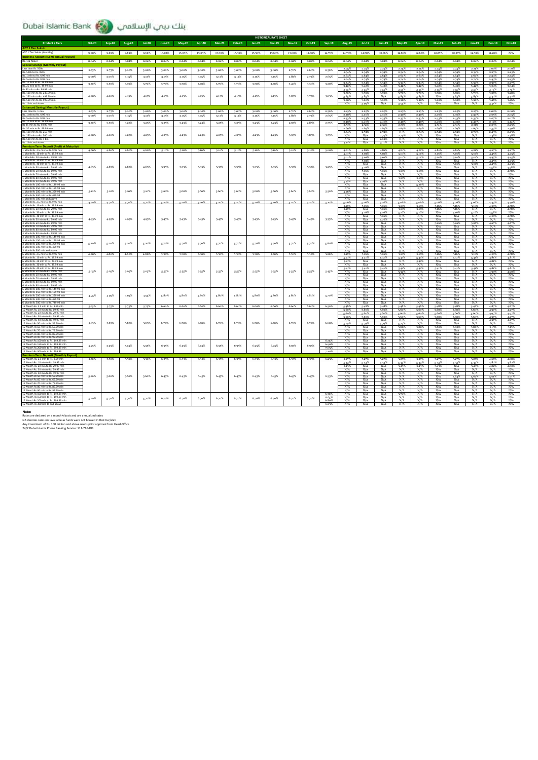# Dubai Islamic Bank بنك دبي الإسلامي

## HISTORICAL RATE SHEET

| Product / Tiers | Oct-20 | Sep-20 | Aug-20 | Jul-20 | Jun-20 | May-20 | Apr-20 | Mar-20 | Feb-20 | Jan-20 | Dec-19 | Nov-19 | Oct-19 | Sep-19 | Aug-19 | Jul-19 | Jun-19 | May-19 | Apr-19 | Mar-19 | Feb-19 | Jan-19 | Dec-18 | Nov-18 |
|---|---|---|---|---|---|---|---|---|---|---|---|---|---|---|---|---|---|---|---|---|---|---|---|---|
| **AOT 1 Tier Sukuk** | | | | | | | | | | | | | | | | | | | | | | | | |
| AOT 1 Tier Sukuk (Monthly) | 9.00% | 9.69% | 9.69% | 9.69% | 13.03% | 13.03% | 13.03% | 15.30% | 15.30% | 15.30% | 15.60% | 15.60% | 15.60% | 14.70% | 14.70% | 14.70% | 12.66% | 12.66% | 12.66% | 12.27% | 12.27% | 12.55% | 11.20% | N/A |
| **Business Account (Semi-annual Payout)** | | | | | | | | | | | | | | | | | | | | | | | | |
| Rs. 1 & Above | 0.04% | 0.04% | 0.04% | 0.04% | 0.04% | 0.04% | 0.04% | 0.04% | 0.04% | 0.04% | 0.04% | 0.04% | 0.04% | 0.04% | 0.04% | 0.04% | 0.04% | 0.04% | 0.04% | 0.04% | 0.04% | 0.04% | 0.04% | 0.04% |
| **Special Savings (Monthly Payout)** | | | | | | | | | | | | | | | | | | | | | | | | |
| **Enhanced Saving (Monthly Payout)** | | | | | | | | | | | | | | | | | | | | | | | | |
| **Premium Term Deposit (Profit at Maturity)** | | | | | | | | | | | | | | | | | | | | | | | | |
| **Premium Term Deposit (Monthly Payout)** | | | | | | | | | | | | | | | | | | | | | | | | |

**Note:**

Rates are declared on a monthly basis and are annualized rates

NA denotes rates not available as funds were not booked in that tier/slab

Any investment of Rs. 100 million and above needs prior approval from Head-Office

24/7 Dubai Islamic Phone Banking Service: 111-786-DIB